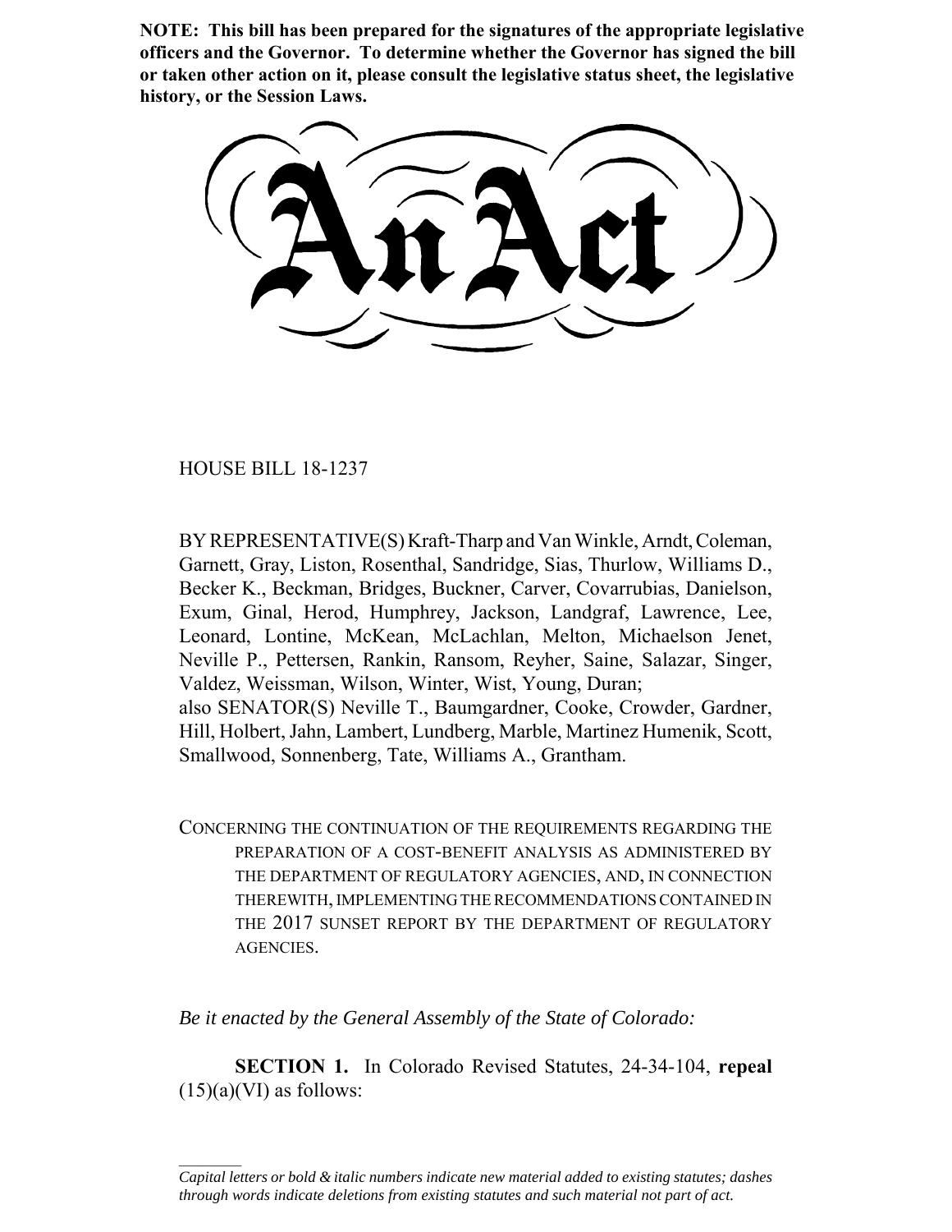**NOTE: This bill has been prepared for the signatures of the appropriate legislative officers and the Governor. To determine whether the Governor has signed the bill or taken other action on it, please consult the legislative status sheet, the legislative history, or the Session Laws.**

# An Act

HOUSE BILL 18-1237

BY REPRESENTATIVE(S) Kraft-Tharp and Van Winkle, Arndt, Coleman, Garnett, Gray, Liston, Rosenthal, Sandridge, Sias, Thurlow, Williams D., Becker K., Beckman, Bridges, Buckner, Carver, Covarrubias, Danielson, Exum, Ginal, Herod, Humphrey, Jackson, Landgraf, Lawrence, Lee, Leonard, Lontine, McKean, McLachlan, Melton, Michaelson Jenet, Neville P., Pettersen, Rankin, Ransom, Reyher, Saine, Salazar, Singer, Valdez, Weissman, Wilson, Winter, Wist, Young, Duran;
also SENATOR(S) Neville T., Baumgardner, Cooke, Crowder, Gardner, Hill, Holbert, Jahn, Lambert, Lundberg, Marble, Martinez Humenik, Scott, Smallwood, Sonnenberg, Tate, Williams A., Grantham.

CONCERNING THE CONTINUATION OF THE REQUIREMENTS REGARDING THE PREPARATION OF A COST-BENEFIT ANALYSIS AS ADMINISTERED BY THE DEPARTMENT OF REGULATORY AGENCIES, AND, IN CONNECTION THEREWITH, IMPLEMENTING THE RECOMMENDATIONS CONTAINED IN THE 2017 SUNSET REPORT BY THE DEPARTMENT OF REGULATORY AGENCIES.

*Be it enacted by the General Assembly of the State of Colorado:*

**SECTION 1.** In Colorado Revised Statutes, 24-34-104, **repeal** (15)(a)(VI) as follows:

---

*Capital letters or bold & italic numbers indicate new material added to existing statutes; dashes through words indicate deletions from existing statutes and such material not part of act.*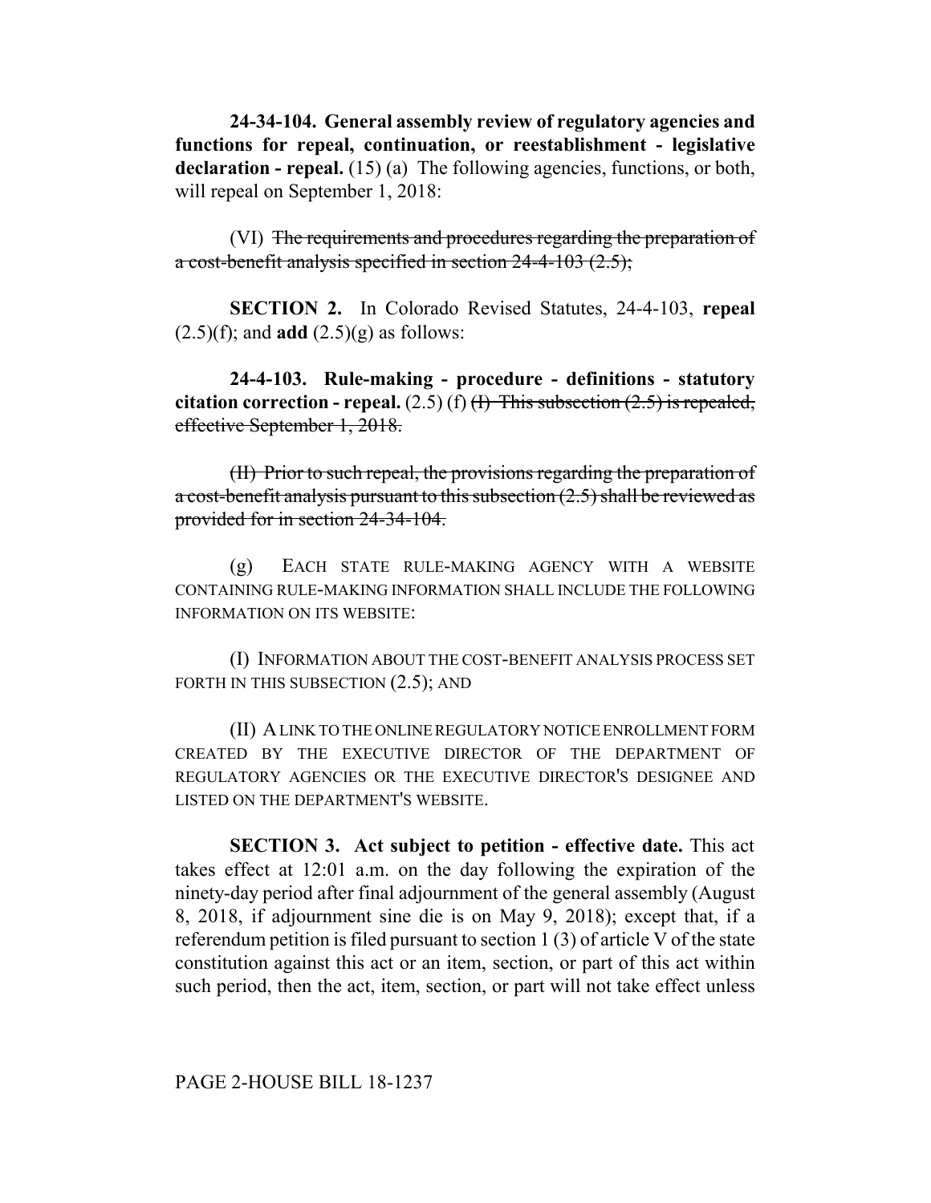**24-34-104. General assembly review of regulatory agencies and functions for repeal, continuation, or reestablishment - legislative declaration - repeal.** (15) (a) The following agencies, functions, or both, will repeal on September 1, 2018:

(VI) ~~The requirements and procedures regarding the preparation of a cost-benefit analysis specified in section 24-4-103 (2.5);~~

**SECTION 2.** In Colorado Revised Statutes, 24-4-103, **repeal** (2.5)(f); and **add** (2.5)(g) as follows:

**24-4-103. Rule-making - procedure - definitions - statutory citation correction - repeal.** (2.5) (f) ~~(I) This subsection (2.5) is repealed, effective September 1, 2018.~~

~~(II) Prior to such repeal, the provisions regarding the preparation of a cost-benefit analysis pursuant to this subsection (2.5) shall be reviewed as provided for in section 24-34-104.~~

(g) EACH STATE RULE-MAKING AGENCY WITH A WEBSITE CONTAINING RULE-MAKING INFORMATION SHALL INCLUDE THE FOLLOWING INFORMATION ON ITS WEBSITE:

(I) INFORMATION ABOUT THE COST-BENEFIT ANALYSIS PROCESS SET FORTH IN THIS SUBSECTION (2.5); AND

(II) A LINK TO THE ONLINE REGULATORY NOTICE ENROLLMENT FORM CREATED BY THE EXECUTIVE DIRECTOR OF THE DEPARTMENT OF REGULATORY AGENCIES OR THE EXECUTIVE DIRECTOR'S DESIGNEE AND LISTED ON THE DEPARTMENT'S WEBSITE.

**SECTION 3. Act subject to petition - effective date.** This act takes effect at 12:01 a.m. on the day following the expiration of the ninety-day period after final adjournment of the general assembly (August 8, 2018, if adjournment sine die is on May 9, 2018); except that, if a referendum petition is filed pursuant to section 1 (3) of article V of the state constitution against this act or an item, section, or part of this act within such period, then the act, item, section, or part will not take effect unless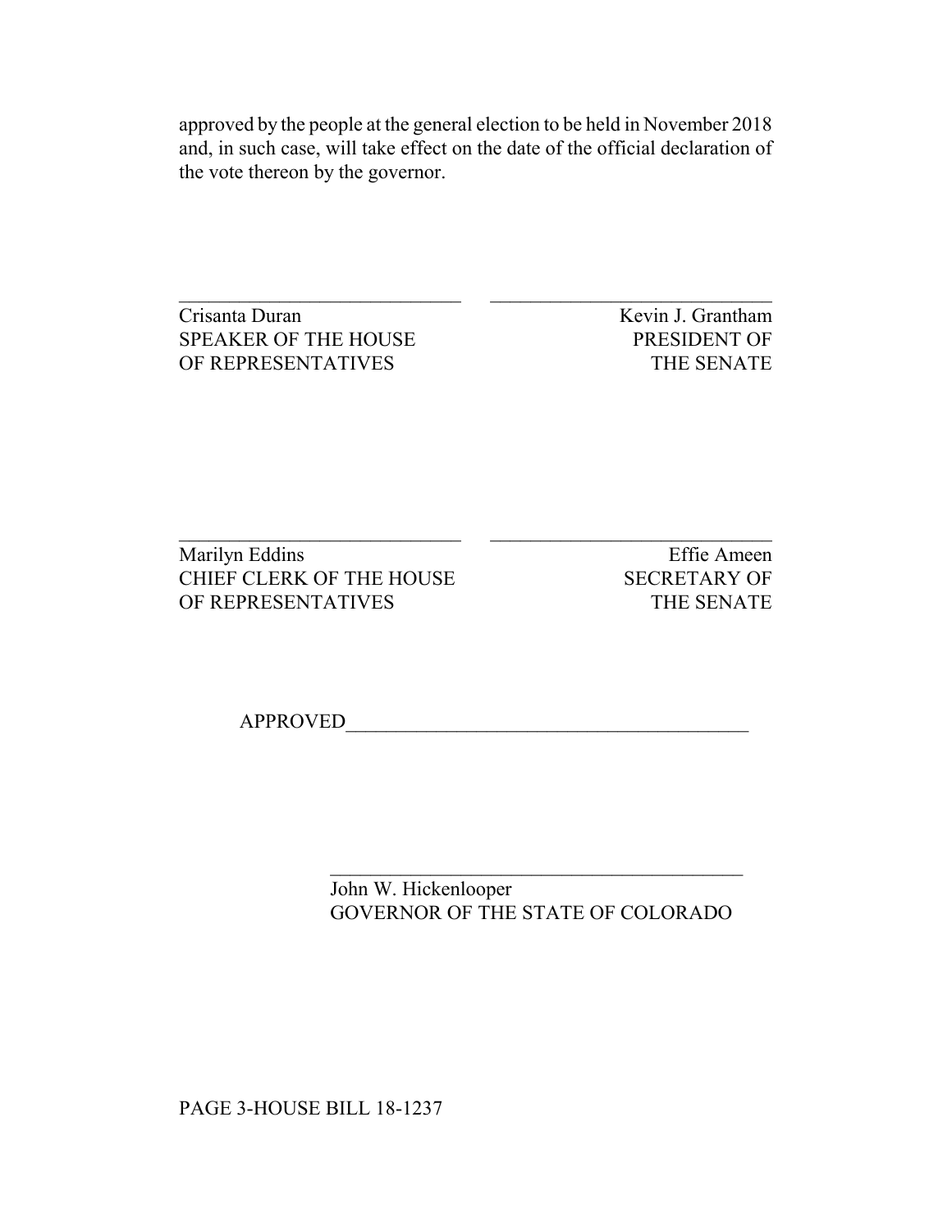approved by the people at the general election to be held in November 2018 and, in such case, will take effect on the date of the official declaration of the vote thereon by the governor.

____________________________ ____________________________
Crisanta Duran
SPEAKER OF THE HOUSE
OF REPRESENTATIVES

Kevin J. Grantham
PRESIDENT OF
THE SENATE

____________________________ ____________________________
Marilyn Eddins
CHIEF CLERK OF THE HOUSE
OF REPRESENTATIVES

Effie Ameen
SECRETARY OF
THE SENATE

APPROVED________________________________________

_________________________________________
John W. Hickenlooper
GOVERNOR OF THE STATE OF COLORADO

PAGE 3-HOUSE BILL 18-1237